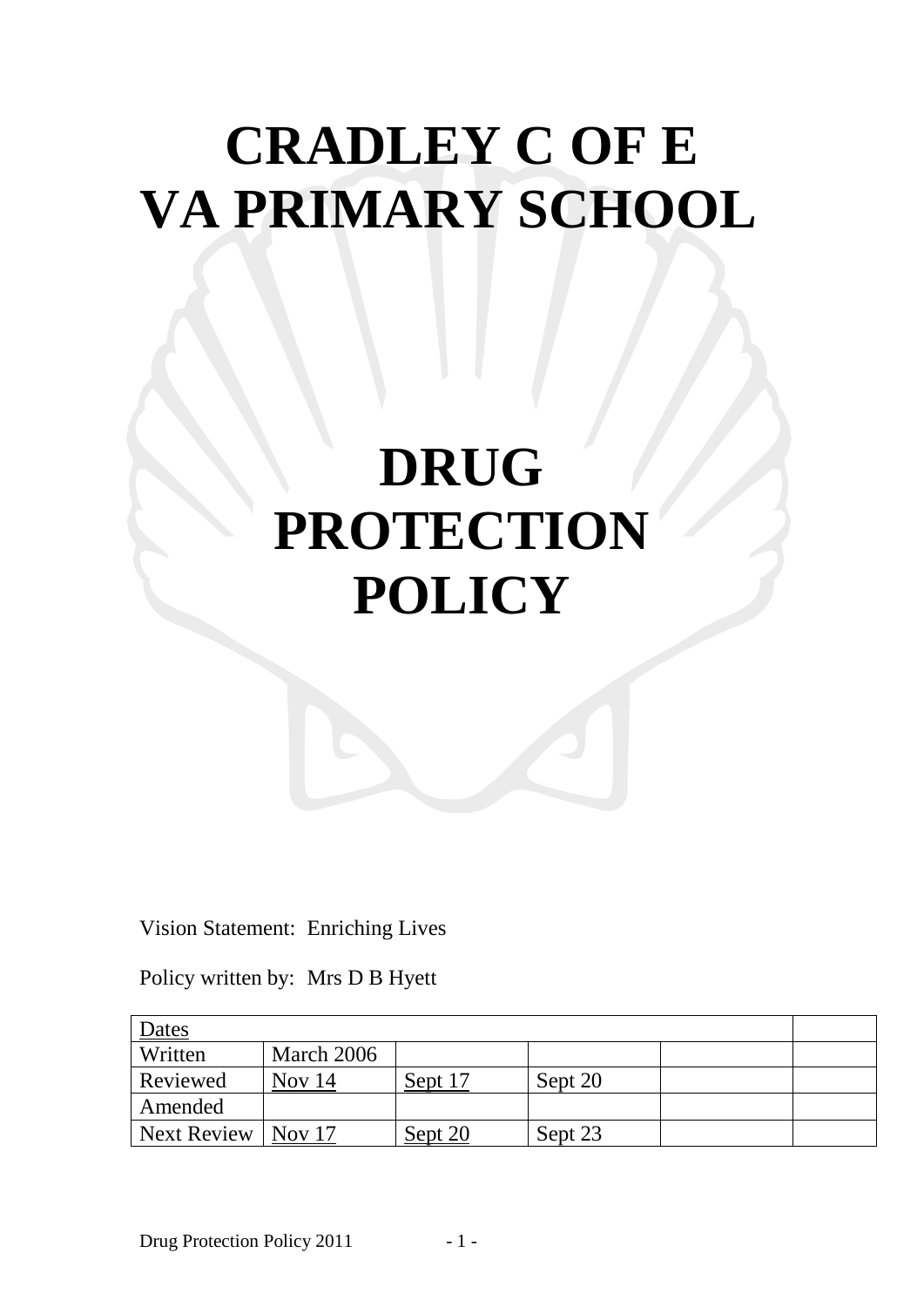# CRADLEY C OF E VA PRIMARY SCHOOL

# DRUG PROTECTION POLICY

Vision Statement: Enriching Lives

Policy written by: Mrs D B Hyett

| Dates | | | | | |
|---|---|---|---|---|---|
| Written | March 2006 | | | | |
| Reviewed | Nov 14 | Sept 17 | Sept 20 | | |
| Amended | | | | | |
| Next Review | Nov 17 | Sept 20 | Sept 23 | | |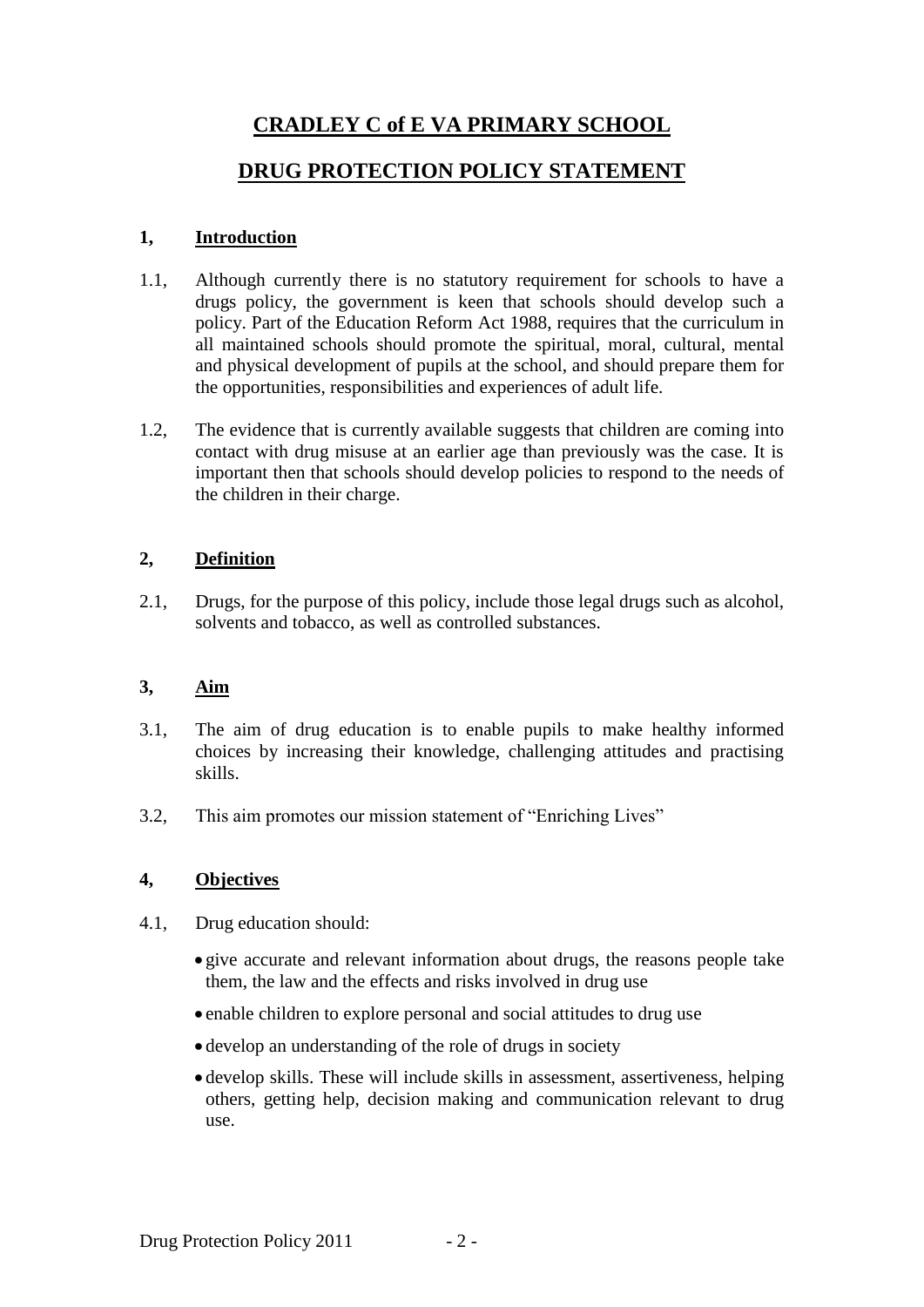# CRADLEY C of E VA PRIMARY SCHOOL

# DRUG PROTECTION POLICY STATEMENT

## 1, Introduction

1.1, Although currently there is no statutory requirement for schools to have a drugs policy, the government is keen that schools should develop such a policy. Part of the Education Reform Act 1988, requires that the curriculum in all maintained schools should promote the spiritual, moral, cultural, mental and physical development of pupils at the school, and should prepare them for the opportunities, responsibilities and experiences of adult life.

1.2, The evidence that is currently available suggests that children are coming into contact with drug misuse at an earlier age than previously was the case. It is important then that schools should develop policies to respond to the needs of the children in their charge.

## 2, Definition

2.1, Drugs, for the purpose of this policy, include those legal drugs such as alcohol, solvents and tobacco, as well as controlled substances.

## 3, Aim

3.1, The aim of drug education is to enable pupils to make healthy informed choices by increasing their knowledge, challenging attitudes and practising skills.

3.2, This aim promotes our mission statement of "Enriching Lives"

## 4, Objectives

4.1, Drug education should:

- give accurate and relevant information about drugs, the reasons people take them, the law and the effects and risks involved in drug use
- enable children to explore personal and social attitudes to drug use
- develop an understanding of the role of drugs in society
- develop skills. These will include skills in assessment, assertiveness, helping others, getting help, decision making and communication relevant to drug use.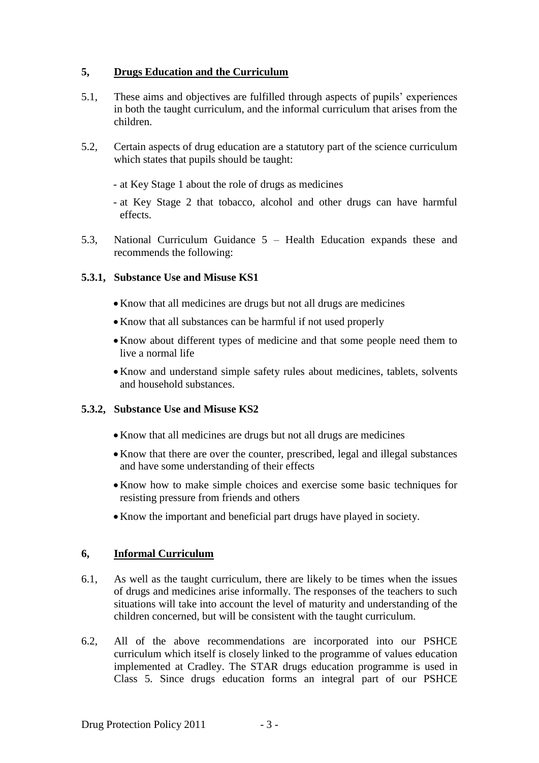## 5, Drugs Education and the Curriculum

5.1, These aims and objectives are fulfilled through aspects of pupils' experiences in both the taught curriculum, and the informal curriculum that arises from the children.

5.2, Certain aspects of drug education are a statutory part of the science curriculum which states that pupils should be taught:

- at Key Stage 1 about the role of drugs as medicines
- at Key Stage 2 that tobacco, alcohol and other drugs can have harmful effects.

5.3, National Curriculum Guidance 5 – Health Education expands these and recommends the following:

### 5.3.1, Substance Use and Misuse KS1

- Know that all medicines are drugs but not all drugs are medicines
- Know that all substances can be harmful if not used properly
- Know about different types of medicine and that some people need them to live a normal life
- Know and understand simple safety rules about medicines, tablets, solvents and household substances.

### 5.3.2, Substance Use and Misuse KS2

- Know that all medicines are drugs but not all drugs are medicines
- Know that there are over the counter, prescribed, legal and illegal substances and have some understanding of their effects
- Know how to make simple choices and exercise some basic techniques for resisting pressure from friends and others
- Know the important and beneficial part drugs have played in society.

## 6, Informal Curriculum

6.1, As well as the taught curriculum, there are likely to be times when the issues of drugs and medicines arise informally. The responses of the teachers to such situations will take into account the level of maturity and understanding of the children concerned, but will be consistent with the taught curriculum.

6.2, All of the above recommendations are incorporated into our PSHCE curriculum which itself is closely linked to the programme of values education implemented at Cradley. The STAR drugs education programme is used in Class 5. Since drugs education forms an integral part of our PSHCE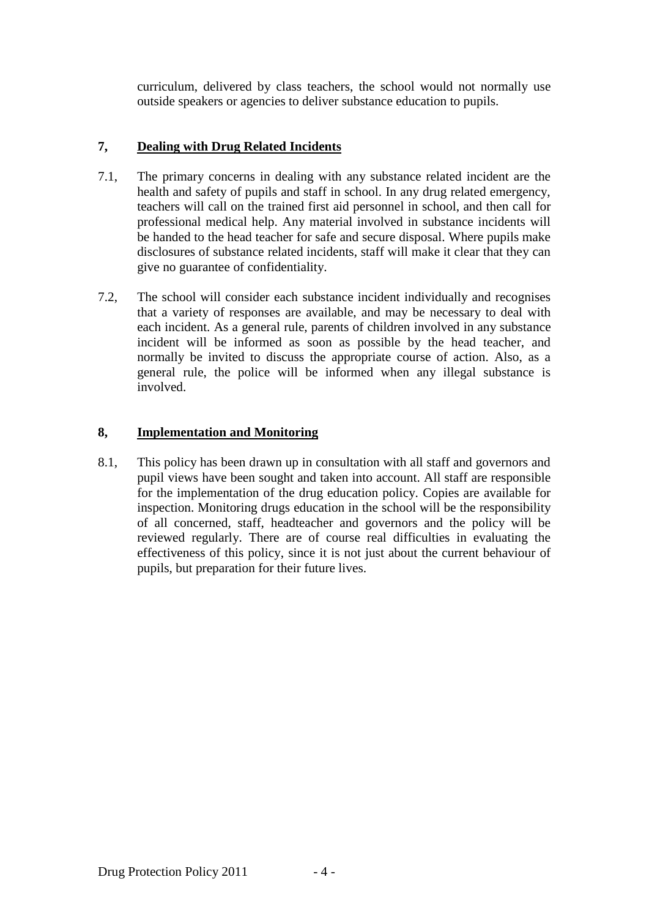curriculum, delivered by class teachers, the school would not normally use outside speakers or agencies to deliver substance education to pupils.

## 7, Dealing with Drug Related Incidents

7.1, The primary concerns in dealing with any substance related incident are the health and safety of pupils and staff in school. In any drug related emergency, teachers will call on the trained first aid personnel in school, and then call for professional medical help. Any material involved in substance incidents will be handed to the head teacher for safe and secure disposal. Where pupils make disclosures of substance related incidents, staff will make it clear that they can give no guarantee of confidentiality.

7.2, The school will consider each substance incident individually and recognises that a variety of responses are available, and may be necessary to deal with each incident. As a general rule, parents of children involved in any substance incident will be informed as soon as possible by the head teacher, and normally be invited to discuss the appropriate course of action. Also, as a general rule, the police will be informed when any illegal substance is involved.

## 8, Implementation and Monitoring

8.1, This policy has been drawn up in consultation with all staff and governors and pupil views have been sought and taken into account. All staff are responsible for the implementation of the drug education policy. Copies are available for inspection. Monitoring drugs education in the school will be the responsibility of all concerned, staff, headteacher and governors and the policy will be reviewed regularly. There are of course real difficulties in evaluating the effectiveness of this policy, since it is not just about the current behaviour of pupils, but preparation for their future lives.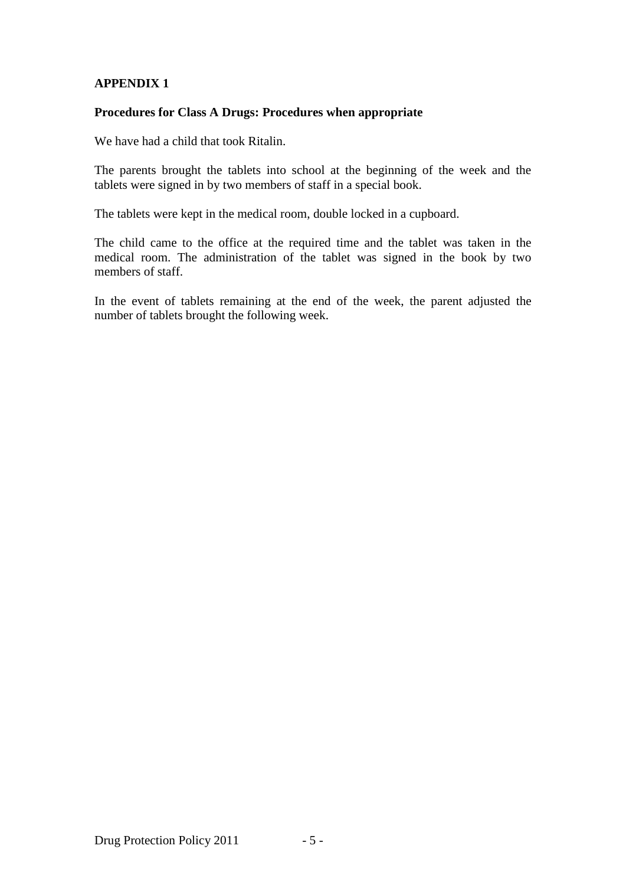## APPENDIX 1

**Procedures for Class A Drugs: Procedures when appropriate**

We have had a child that took Ritalin.

The parents brought the tablets into school at the beginning of the week and the tablets were signed in by two members of staff in a special book.

The tablets were kept in the medical room, double locked in a cupboard.

The child came to the office at the required time and the tablet was taken in the medical room. The administration of the tablet was signed in the book by two members of staff.

In the event of tablets remaining at the end of the week, the parent adjusted the number of tablets brought the following week.